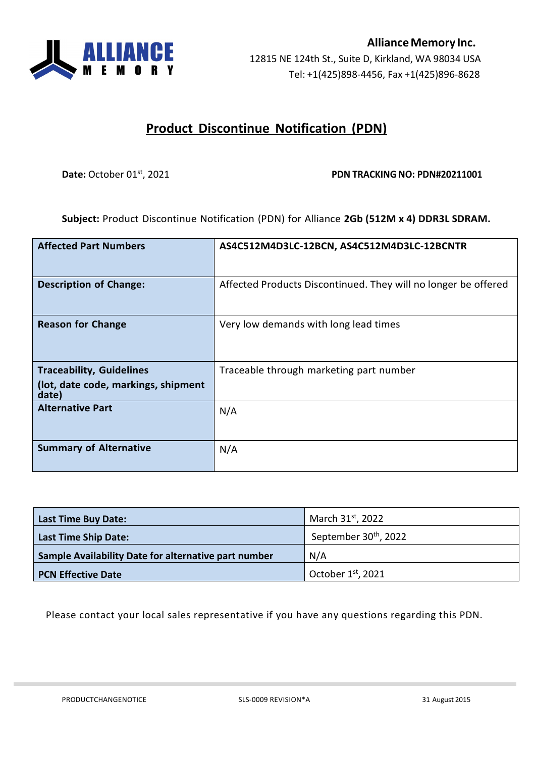**Alliance Memory Inc.**
12815 NE 124th St., Suite D, Kirkland, WA 98034 USA
Tel: +1(425)898-4456, Fax +1(425)896-8628

# Product Discontinue Notification (PDN)

**Date:** October 01st, 2021

**PDN TRACKING NO: PDN#20211001**

**Subject:** Product Discontinue Notification (PDN) for Alliance **2Gb (512M x 4) DDR3L SDRAM.**

| | |
|---|---|
| **Affected Part Numbers** | **AS4C512M4D3LC-12BCN, AS4C512M4D3LC-12BCNTR** |
| **Description of Change:** | Affected Products Discontinued. They will no longer be offered |
| **Reason for Change** | Very low demands with long lead times |
| **Traceability, Guidelines (lot, date code, markings, shipment date)** | Traceable through marketing part number |
| **Alternative Part** | N/A |
| **Summary of Alternative** | N/A |

| | |
|---|---|
| **Last Time Buy Date:** | March 31st, 2022 |
| **Last Time Ship Date:** | September 30th, 2022 |
| **Sample Availability Date for alternative part number** | N/A |
| **PCN Effective Date** | October 1st, 2021 |

Please contact your local sales representative if you have any questions regarding this PDN.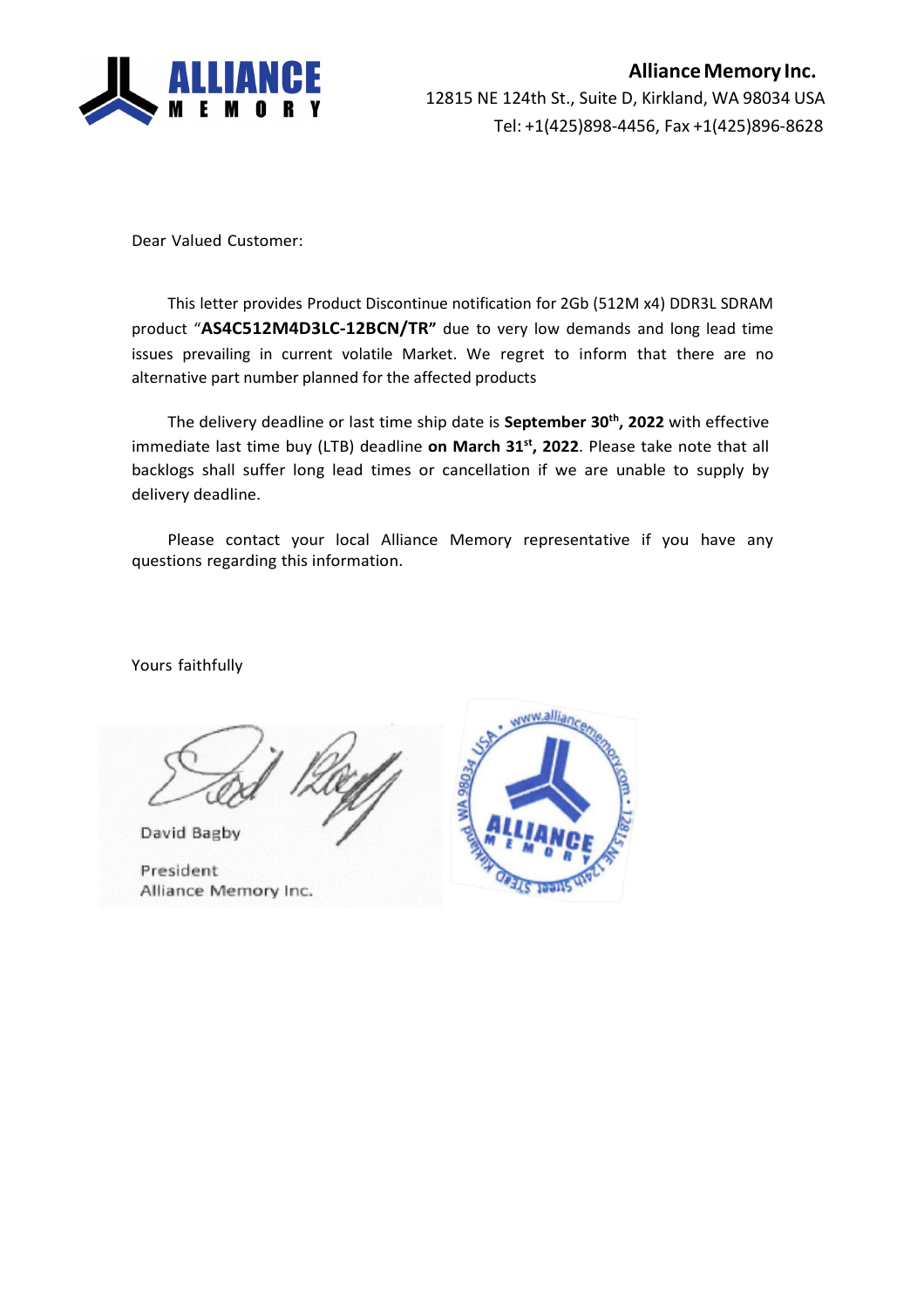**Alliance Memory Inc.**
12815 NE 124th St., Suite D, Kirkland, WA 98034 USA
Tel: +1(425)898-4456, Fax +1(425)896-8628

Dear Valued Customer:

This letter provides Product Discontinue notification for 2Gb (512M x4) DDR3L SDRAM product "**AS4C512M4D3LC-12BCN/TR"** due to very low demands and long lead time issues prevailing in current volatile Market. We regret to inform that there are no alternative part number planned for the affected products

The delivery deadline or last time ship date is **September 30th, 2022** with effective immediate last time buy (LTB) deadline **on March 31st, 2022**. Please take note that all backlogs shall suffer long lead times or cancellation if we are unable to supply by delivery deadline.

Please contact your local Alliance Memory representative if you have any questions regarding this information.

Yours faithfully

David Bagby

President
Alliance Memory Inc.